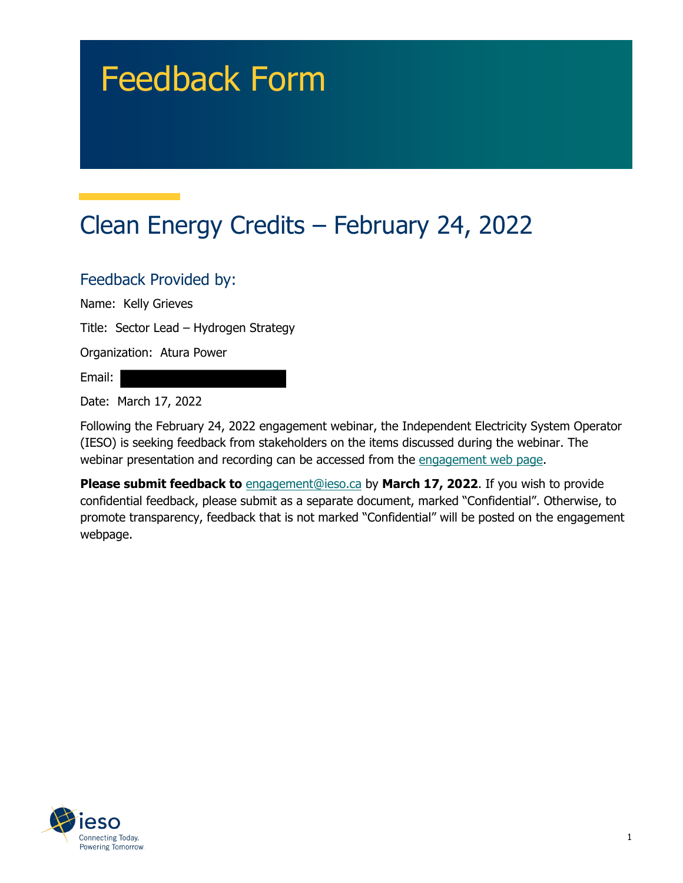# Feedback Form

## Clean Energy Credits – February 24, 2022

### Feedback Provided by:

Name: Kelly Grieves

Title: Sector Lead – Hydrogen Strategy

Organization: Atura Power

Email:

Date: March 17, 2022

Following the February 24, 2022 engagement webinar, the Independent Electricity System Operator (IESO) is seeking feedback from stakeholders on the items discussed during the webinar. The webinar presentation and recording can be accessed from the engagement web page.

**Please submit feedback to** engagement@ieso.ca by **March 17, 2022**. If you wish to provide confidential feedback, please submit as a separate document, marked "Confidential". Otherwise, to promote transparency, feedback that is not marked "Confidential" will be posted on the engagement webpage.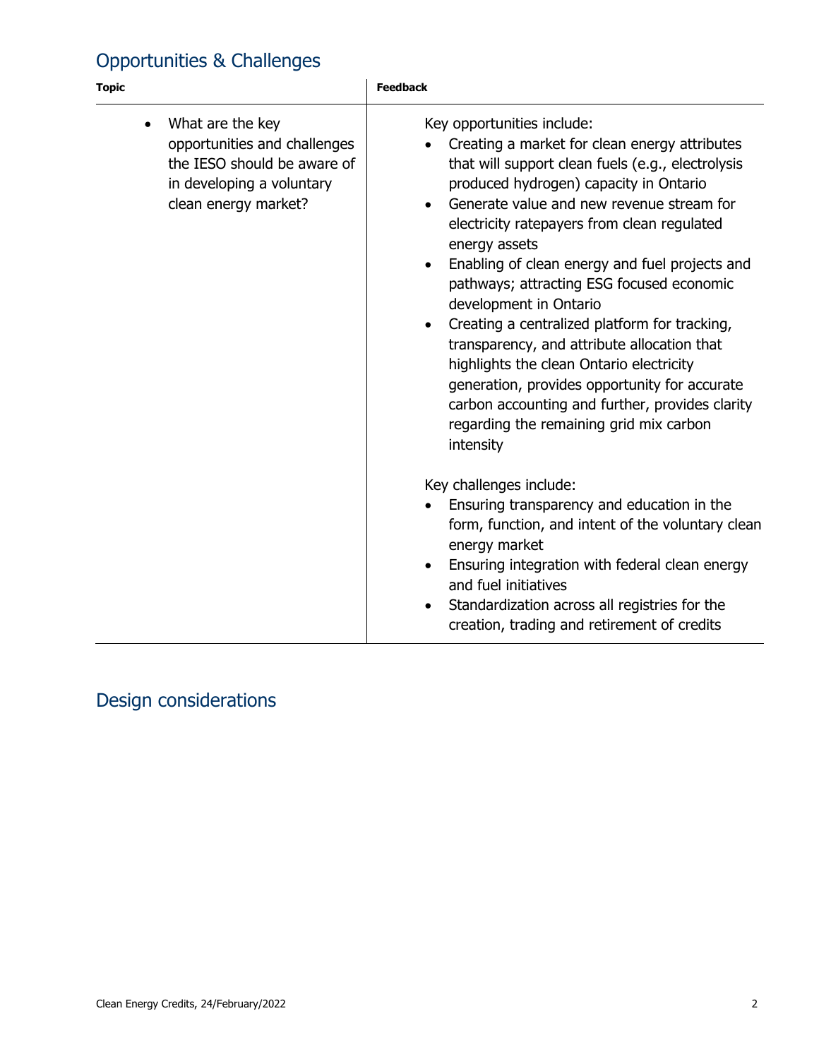## Opportunities & Challenges

| Topic | Feedback |
| --- | --- |
| • What are the key opportunities and challenges the IESO should be aware of in developing a voluntary clean energy market? | Key opportunities include:<br>• Creating a market for clean energy attributes that will support clean fuels (e.g., electrolysis produced hydrogen) capacity in Ontario<br>• Generate value and new revenue stream for electricity ratepayers from clean regulated energy assets<br>• Enabling of clean energy and fuel projects and pathways; attracting ESG focused economic development in Ontario<br>• Creating a centralized platform for tracking, transparency, and attribute allocation that highlights the clean Ontario electricity generation, provides opportunity for accurate carbon accounting and further, provides clarity regarding the remaining grid mix carbon intensity<br><br>Key challenges include:<br>• Ensuring transparency and education in the form, function, and intent of the voluntary clean energy market<br>• Ensuring integration with federal clean energy and fuel initiatives<br>• Standardization across all registries for the creation, trading and retirement of credits |

## Design considerations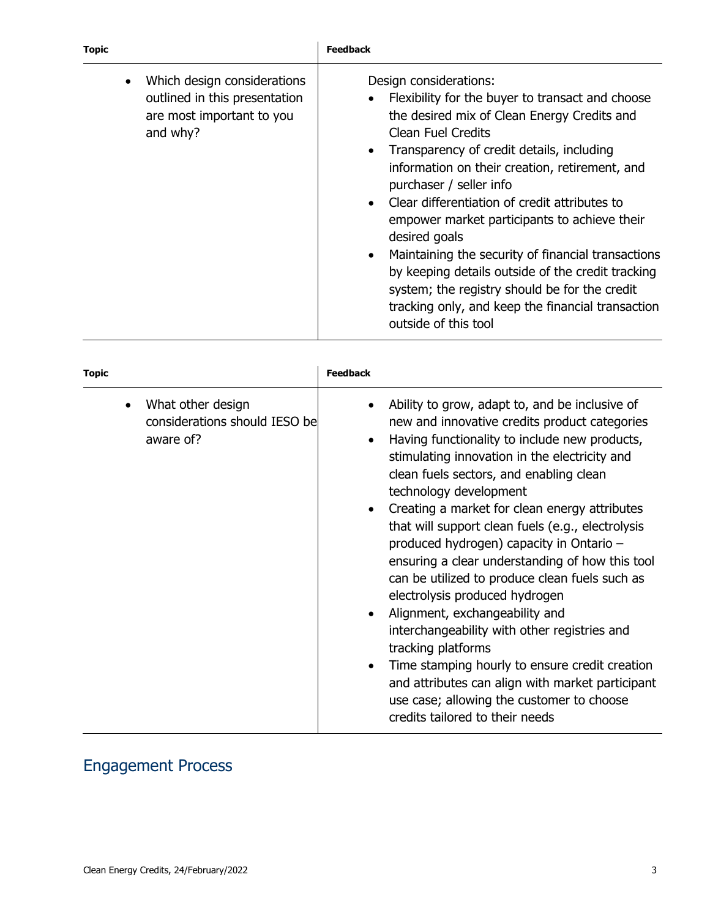| Topic | Feedback |
|---|---|
| • Which design considerations outlined in this presentation are most important to you and why? | Design considerations:<br>• Flexibility for the buyer to transact and choose the desired mix of Clean Energy Credits and Clean Fuel Credits<br>• Transparency of credit details, including information on their creation, retirement, and purchaser / seller info<br>• Clear differentiation of credit attributes to empower market participants to achieve their desired goals<br>• Maintaining the security of financial transactions by keeping details outside of the credit tracking system; the registry should be for the credit tracking only, and keep the financial transaction outside of this tool |

| Topic | Feedback |
|---|---|
| • What other design considerations should IESO be aware of? | • Ability to grow, adapt to, and be inclusive of new and innovative credits product categories<br>• Having functionality to include new products, stimulating innovation in the electricity and clean fuels sectors, and enabling clean technology development<br>• Creating a market for clean energy attributes that will support clean fuels (e.g., electrolysis produced hydrogen) capacity in Ontario – ensuring a clear understanding of how this tool can be utilized to produce clean fuels such as electrolysis produced hydrogen<br>• Alignment, exchangeability and interchangeability with other registries and tracking platforms<br>• Time stamping hourly to ensure credit creation and attributes can align with market participant use case; allowing the customer to choose credits tailored to their needs |

## Engagement Process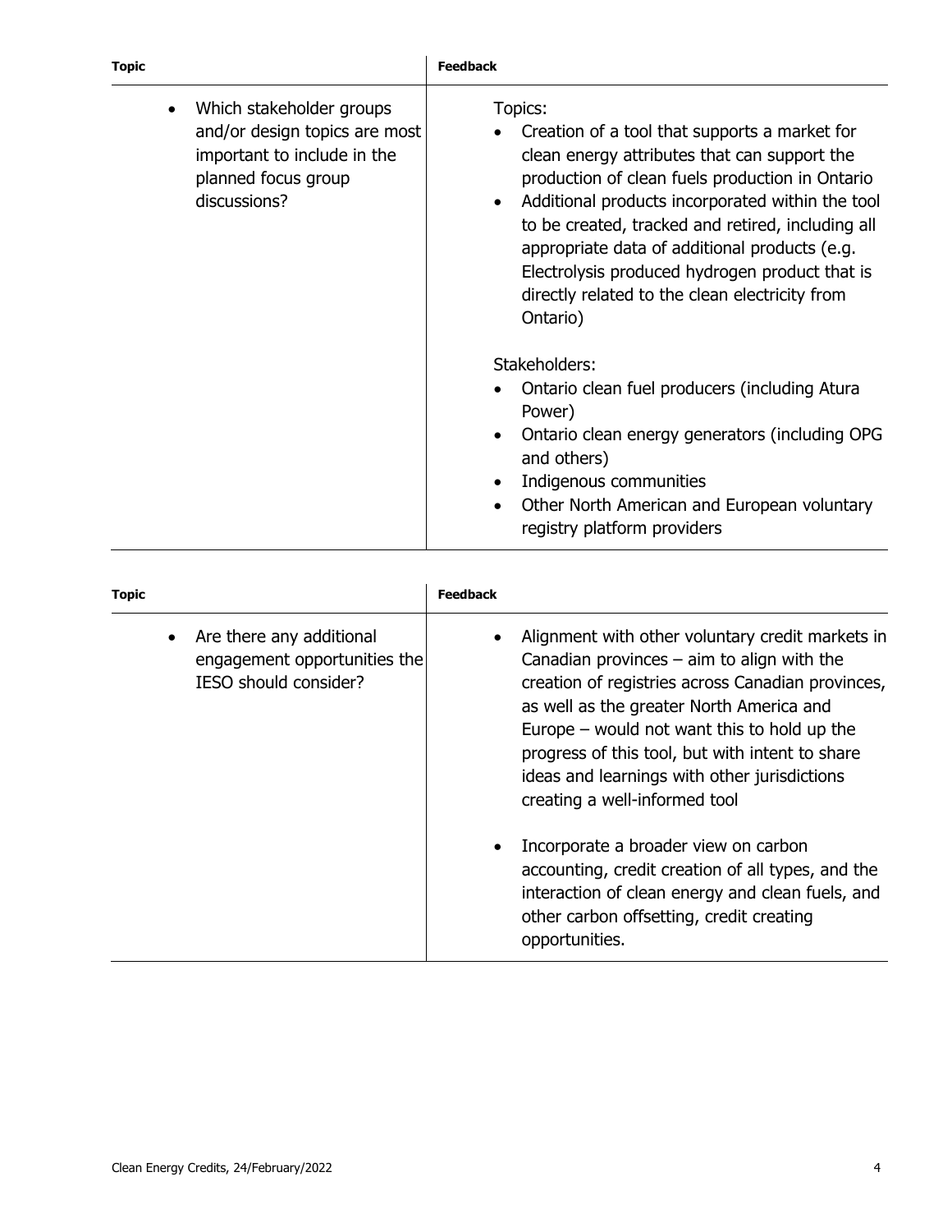| Topic | Feedback |
| --- | --- |
| • Which stakeholder groups and/or design topics are most important to include in the planned focus group discussions? | Topics:<br>• Creation of a tool that supports a market for clean energy attributes that can support the production of clean fuels production in Ontario<br>• Additional products incorporated within the tool to be created, tracked and retired, including all appropriate data of additional products (e.g. Electrolysis produced hydrogen product that is directly related to the clean electricity from Ontario)<br><br>Stakeholders:<br>• Ontario clean fuel producers (including Atura Power)<br>• Ontario clean energy generators (including OPG and others)<br>• Indigenous communities<br>• Other North American and European voluntary registry platform providers |

| Topic | Feedback |
| --- | --- |
| • Are there any additional engagement opportunities the IESO should consider? | • Alignment with other voluntary credit markets in Canadian provinces – aim to align with the creation of registries across Canadian provinces, as well as the greater North America and Europe – would not want this to hold up the progress of this tool, but with intent to share ideas and learnings with other jurisdictions creating a well-informed tool<br><br>• Incorporate a broader view on carbon accounting, credit creation of all types, and the interaction of clean energy and clean fuels, and other carbon offsetting, credit creating opportunities. |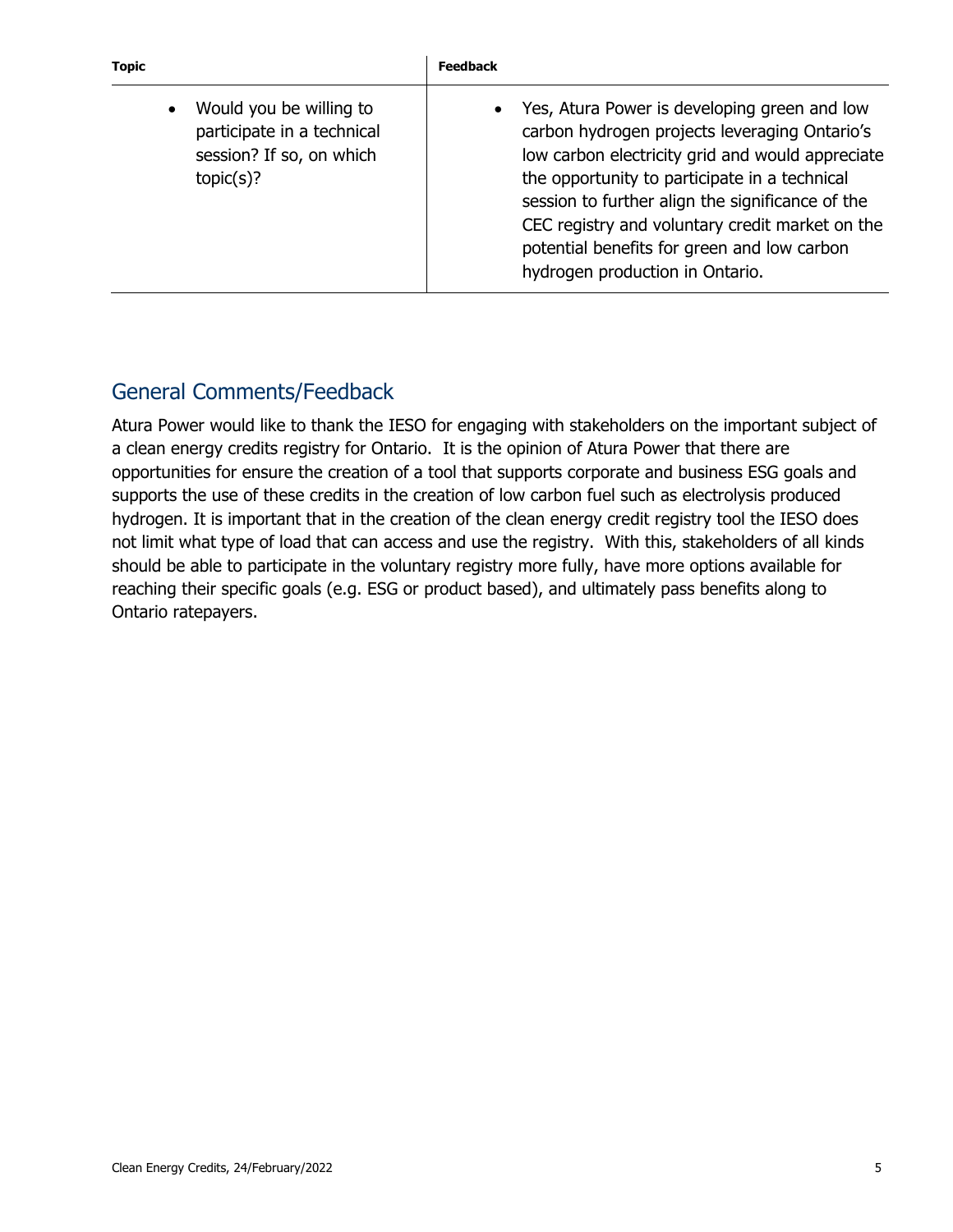| Topic | Feedback |
|---|---|
| • Would you be willing to participate in a technical session? If so, on which topic(s)? | • Yes, Atura Power is developing green and low carbon hydrogen projects leveraging Ontario's low carbon electricity grid and would appreciate the opportunity to participate in a technical session to further align the significance of the CEC registry and voluntary credit market on the potential benefits for green and low carbon hydrogen production in Ontario. |

## General Comments/Feedback

Atura Power would like to thank the IESO for engaging with stakeholders on the important subject of a clean energy credits registry for Ontario. It is the opinion of Atura Power that there are opportunities for ensure the creation of a tool that supports corporate and business ESG goals and supports the use of these credits in the creation of low carbon fuel such as electrolysis produced hydrogen. It is important that in the creation of the clean energy credit registry tool the IESO does not limit what type of load that can access and use the registry. With this, stakeholders of all kinds should be able to participate in the voluntary registry more fully, have more options available for reaching their specific goals (e.g. ESG or product based), and ultimately pass benefits along to Ontario ratepayers.